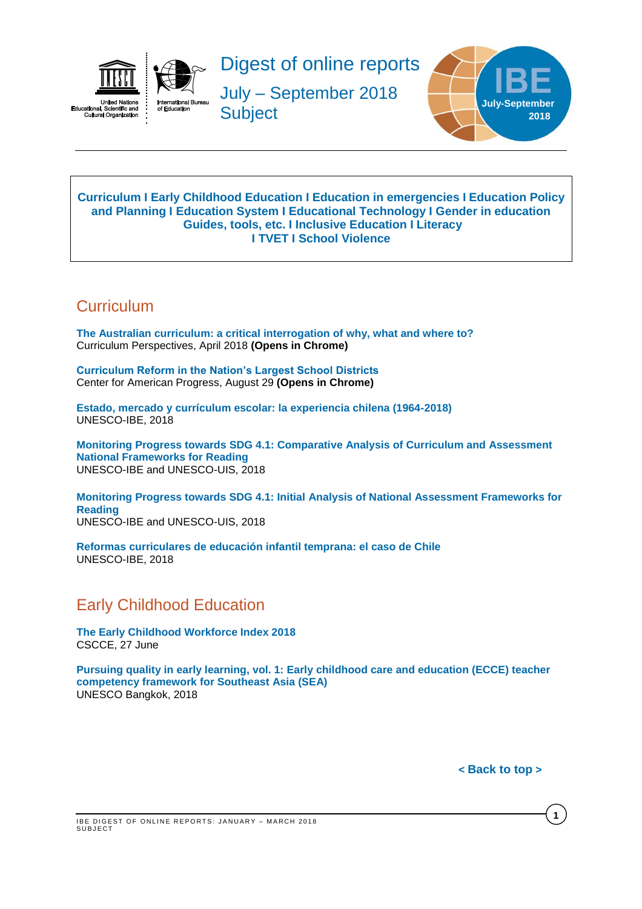# Digest of online reports

July – September 2018

Subject

IBE July-September 2018

**Curriculum I Early Childhood Education I Education in emergencies I Education Policy and Planning I Education System I Educational Technology I Gender in education Guides, tools, etc. I Inclusive Education I Literacy I TVET I School Violence**

## Curriculum

**The Australian curriculum: a critical interrogation of why, what and where to?**
Curriculum Perspectives, April 2018 **(Opens in Chrome)**

**Curriculum Reform in the Nation's Largest School Districts**
Center for American Progress, August 29 **(Opens in Chrome)**

**Estado, mercado y currículum escolar: la experiencia chilena (1964-2018)**
UNESCO-IBE, 2018

**Monitoring Progress towards SDG 4.1: Comparative Analysis of Curriculum and Assessment National Frameworks for Reading**
UNESCO-IBE and UNESCO-UIS, 2018

**Monitoring Progress towards SDG 4.1: Initial Analysis of National Assessment Frameworks for Reading**
UNESCO-IBE and UNESCO-UIS, 2018

**Reformas curriculares de educación infantil temprana: el caso de Chile**
UNESCO-IBE, 2018

## Early Childhood Education

**The Early Childhood Workforce Index 2018**
CSCCE, 27 June

**Pursuing quality in early learning, vol. 1: Early childhood care and education (ECCE) teacher competency framework for Southeast Asia (SEA)**
UNESCO Bangkok, 2018

**< Back to top >**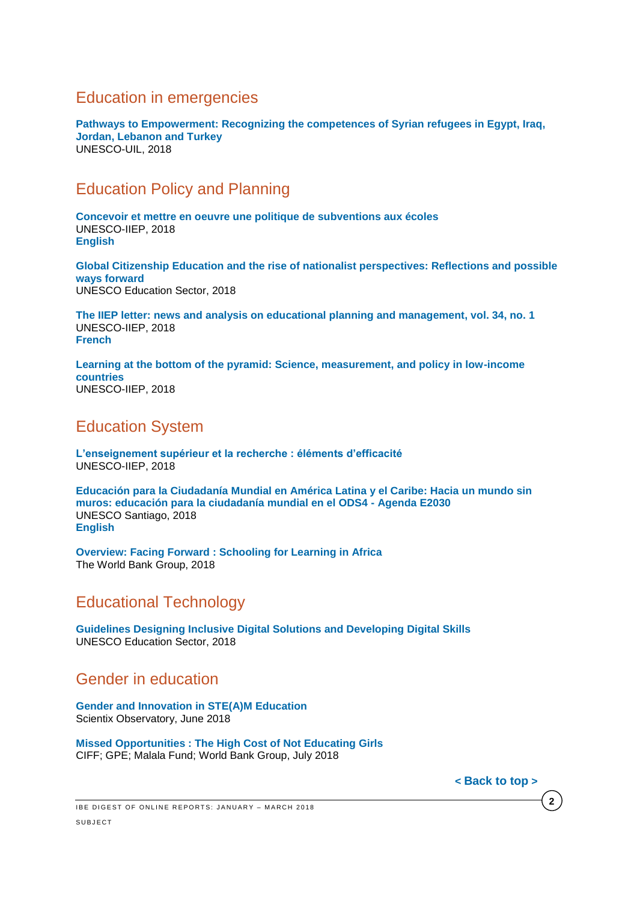## Education in emergencies

**Pathways to Empowerment: Recognizing the competences of Syrian refugees in Egypt, Iraq, Jordan, Lebanon and Turkey**
UNESCO-UIL, 2018

## Education Policy and Planning

**Concevoir et mettre en oeuvre une politique de subventions aux écoles**
UNESCO-IIEP, 2018
**English**

**Global Citizenship Education and the rise of nationalist perspectives: Reflections and possible ways forward**
UNESCO Education Sector, 2018

**The IIEP letter: news and analysis on educational planning and management, vol. 34, no. 1**
UNESCO-IIEP, 2018
**French**

**Learning at the bottom of the pyramid: Science, measurement, and policy in low-income countries**
UNESCO-IIEP, 2018

## Education System

**L'enseignement supérieur et la recherche : éléments d'efficacité**
UNESCO-IIEP, 2018

**Educación para la Ciudadanía Mundial en América Latina y el Caribe: Hacia un mundo sin muros: educación para la ciudadanía mundial en el ODS4 - Agenda E2030**
UNESCO Santiago, 2018
**English**

**Overview: Facing Forward : Schooling for Learning in Africa**
The World Bank Group, 2018

## Educational Technology

**Guidelines Designing Inclusive Digital Solutions and Developing Digital Skills**
UNESCO Education Sector, 2018

## Gender in education

**Gender and Innovation in STE(A)M Education**
Scientix Observatory, June 2018

**Missed Opportunities : The High Cost of Not Educating Girls**
CIFF; GPE; Malala Fund; World Bank Group, July 2018

**< Back to top >**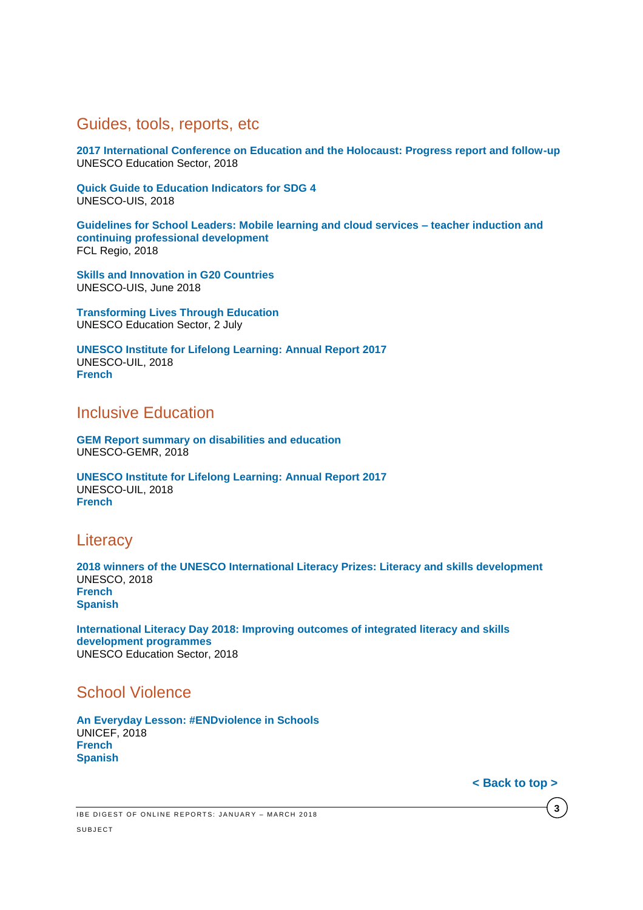## Guides, tools, reports, etc

**2017 International Conference on Education and the Holocaust: Progress report and follow-up**
UNESCO Education Sector, 2018

**Quick Guide to Education Indicators for SDG 4**
UNESCO-UIS, 2018

**Guidelines for School Leaders: Mobile learning and cloud services – teacher induction and continuing professional development**
FCL Regio, 2018

**Skills and Innovation in G20 Countries**
UNESCO-UIS, June 2018

**Transforming Lives Through Education**
UNESCO Education Sector, 2 July

**UNESCO Institute for Lifelong Learning: Annual Report 2017**
UNESCO-UIL, 2018
**French**

## Inclusive Education

**GEM Report summary on disabilities and education**
UNESCO-GEMR, 2018

**UNESCO Institute for Lifelong Learning: Annual Report 2017**
UNESCO-UIL, 2018
**French**

## Literacy

**2018 winners of the UNESCO International Literacy Prizes: Literacy and skills development**
UNESCO, 2018
**French**
**Spanish**

**International Literacy Day 2018: Improving outcomes of integrated literacy and skills development programmes**
UNESCO Education Sector, 2018

## School Violence

**An Everyday Lesson: #ENDviolence in Schools**
UNICEF, 2018
**French**
**Spanish**

**< Back to top >**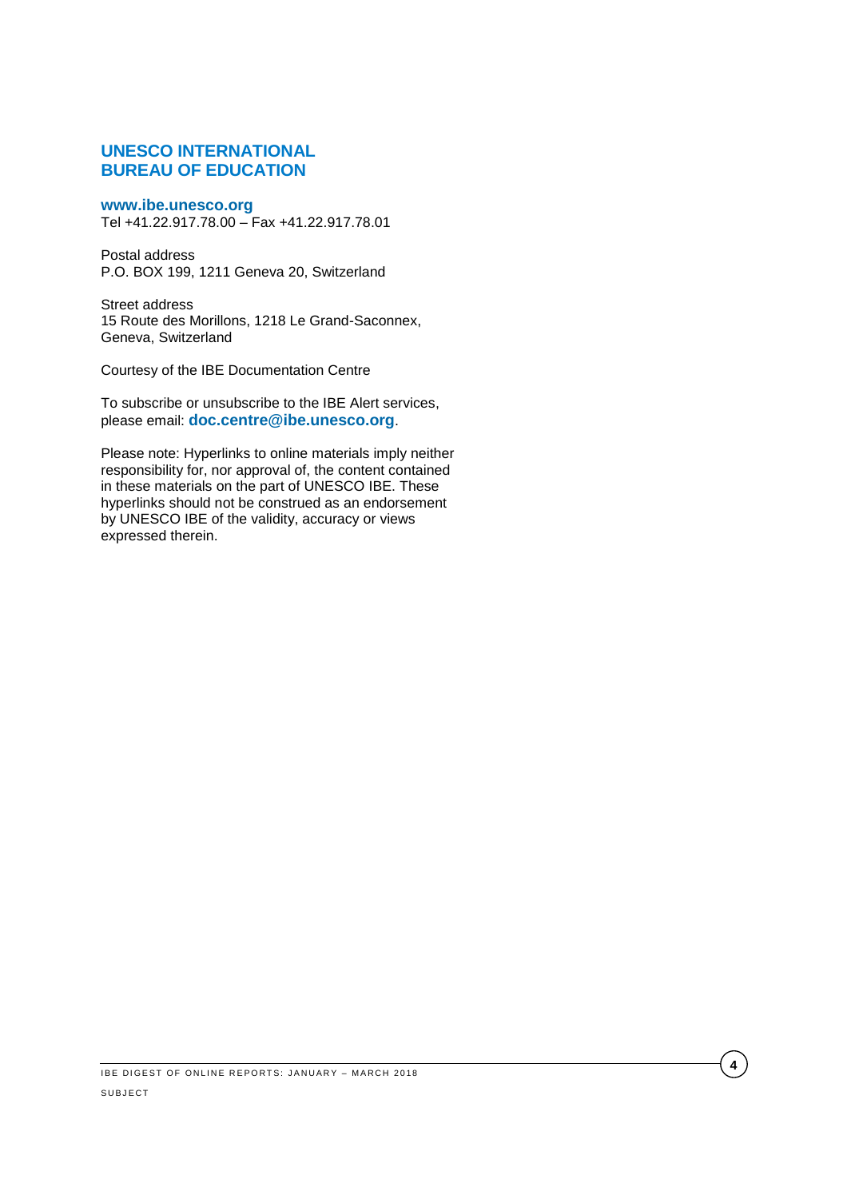## UNESCO INTERNATIONAL BUREAU OF EDUCATION

**www.ibe.unesco.org**
Tel +41.22.917.78.00 – Fax +41.22.917.78.01

Postal address
P.O. BOX 199, 1211 Geneva 20, Switzerland

Street address
15 Route des Morillons, 1218 Le Grand-Saconnex, Geneva, Switzerland

Courtesy of the IBE Documentation Centre

To subscribe or unsubscribe to the IBE Alert services, please email: **doc.centre@ibe.unesco.org**.

Please note: Hyperlinks to online materials imply neither responsibility for, nor approval of, the content contained in these materials on the part of UNESCO IBE. These hyperlinks should not be construed as an endorsement by UNESCO IBE of the validity, accuracy or views expressed therein.